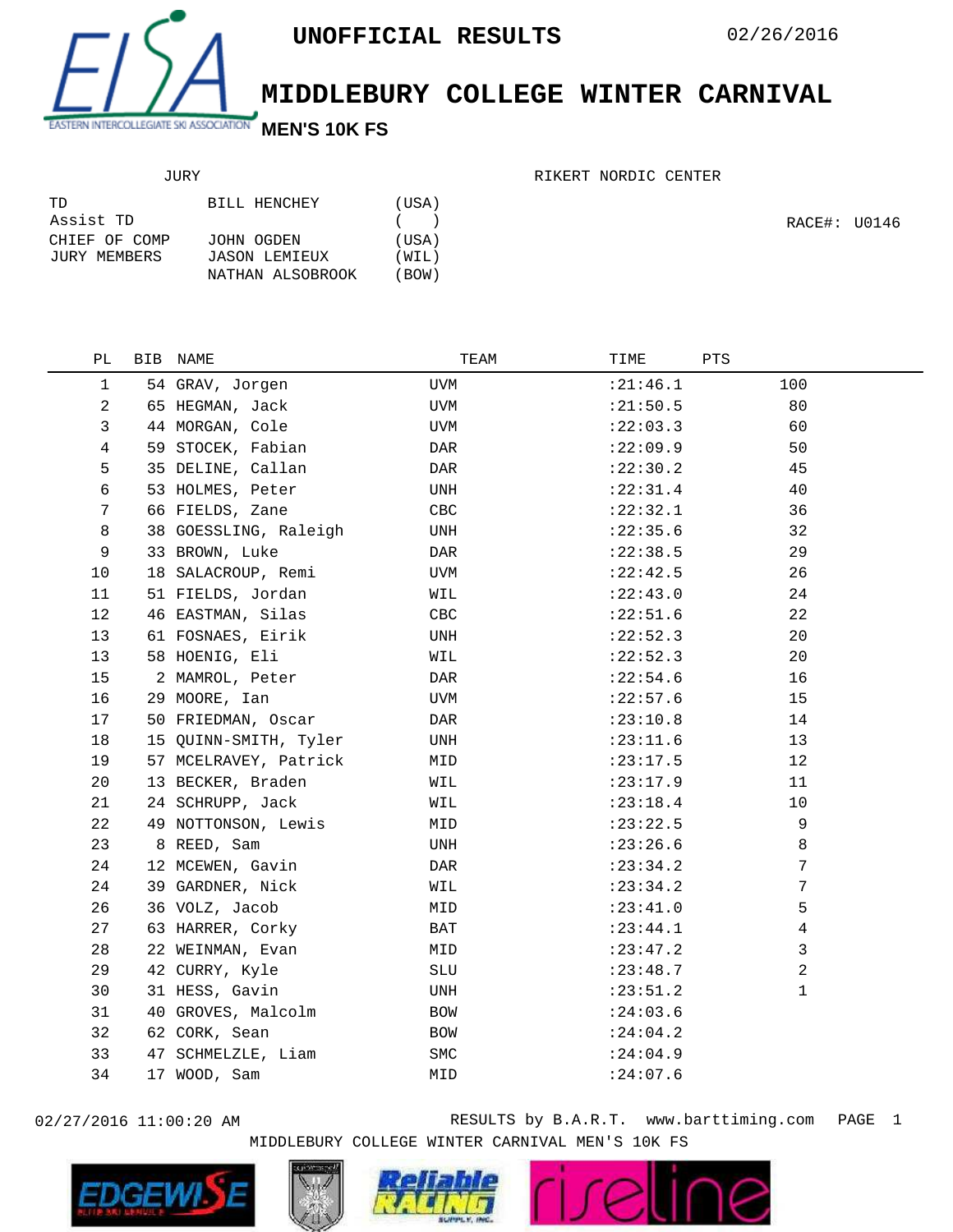# UNOFFICIAL RESULTS

02/26/2016

# MIDDLEBURY COLLEGE WINTER CARNIVAL

## MEN'S 10K FS

JURY

RIKERT NORDIC CENTER

| | | |
|---|---|---|
| TD | BILL HENCHEY | (USA) |
| Assist TD | | ( ) |
| CHIEF OF COMP | JOHN OGDEN | (USA) |
| JURY MEMBERS | JASON LEMIEUX | (WIL) |
| | NATHAN ALSOBROOK | (BOW) |

RACE#: U0146

| PL | BIB | NAME | TEAM | TIME | PTS |
|---|---|---|---|---|---|
| 1 | 54 | GRAV, Jorgen | UVM | :21:46.1 | 100 |
| 2 | 65 | HEGMAN, Jack | UVM | :21:50.5 | 80 |
| 3 | 44 | MORGAN, Cole | UVM | :22:03.3 | 60 |
| 4 | 59 | STOCEK, Fabian | DAR | :22:09.9 | 50 |
| 5 | 35 | DELINE, Callan | DAR | :22:30.2 | 45 |
| 6 | 53 | HOLMES, Peter | UNH | :22:31.4 | 40 |
| 7 | 66 | FIELDS, Zane | CBC | :22:32.1 | 36 |
| 8 | 38 | GOESSLING, Raleigh | UNH | :22:35.6 | 32 |
| 9 | 33 | BROWN, Luke | DAR | :22:38.5 | 29 |
| 10 | 18 | SALACROUP, Remi | UVM | :22:42.5 | 26 |
| 11 | 51 | FIELDS, Jordan | WIL | :22:43.0 | 24 |
| 12 | 46 | EASTMAN, Silas | CBC | :22:51.6 | 22 |
| 13 | 61 | FOSNAES, Eirik | UNH | :22:52.3 | 20 |
| 13 | 58 | HOENIG, Eli | WIL | :22:52.3 | 20 |
| 15 | 2 | MAMROL, Peter | DAR | :22:54.6 | 16 |
| 16 | 29 | MOORE, Ian | UVM | :22:57.6 | 15 |
| 17 | 50 | FRIEDMAN, Oscar | DAR | :23:10.8 | 14 |
| 18 | 15 | QUINN-SMITH, Tyler | UNH | :23:11.6 | 13 |
| 19 | 57 | MCELRAVEY, Patrick | MID | :23:17.5 | 12 |
| 20 | 13 | BECKER, Braden | WIL | :23:17.9 | 11 |
| 21 | 24 | SCHRUPP, Jack | WIL | :23:18.4 | 10 |
| 22 | 49 | NOTTONSON, Lewis | MID | :23:22.5 | 9 |
| 23 | 8 | REED, Sam | UNH | :23:26.6 | 8 |
| 24 | 12 | MCEWEN, Gavin | DAR | :23:34.2 | 7 |
| 24 | 39 | GARDNER, Nick | WIL | :23:34.2 | 7 |
| 26 | 36 | VOLZ, Jacob | MID | :23:41.0 | 5 |
| 27 | 63 | HARRER, Corky | BAT | :23:44.1 | 4 |
| 28 | 22 | WEINMAN, Evan | MID | :23:47.2 | 3 |
| 29 | 42 | CURRY, Kyle | SLU | :23:48.7 | 2 |
| 30 | 31 | HESS, Gavin | UNH | :23:51.2 | 1 |
| 31 | 40 | GROVES, Malcolm | BOW | :24:03.6 | |
| 32 | 62 | CORK, Sean | BOW | :24:04.2 | |
| 33 | 47 | SCHMELZLE, Liam | SMC | :24:04.9 | |
| 34 | 17 | WOOD, Sam | MID | :24:07.6 | |

02/27/2016 11:00:20 AM RESULTS by B.A.R.T. www.barttiming.com

MIDDLEBURY COLLEGE WINTER CARNIVAL MEN'S 10K FS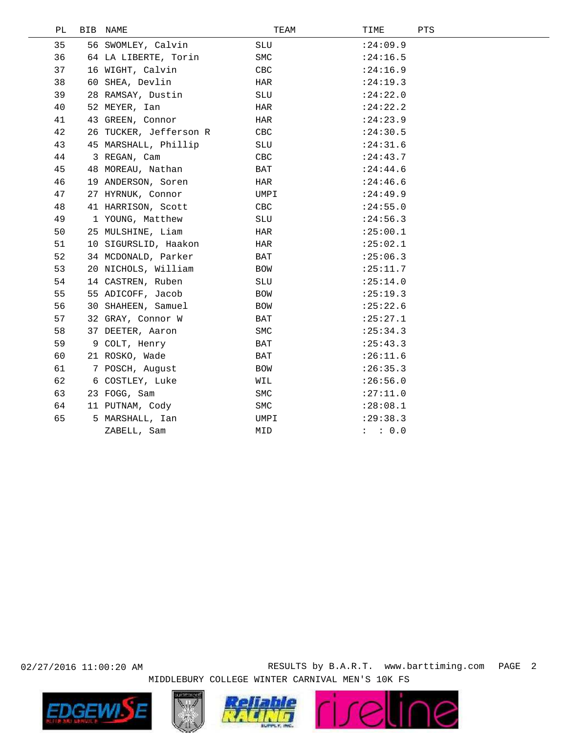| PL | BIB | NAME | TEAM | TIME | PTS |
|---|---|---|---|---|---|
| 35 | 56 | SWOMLEY, Calvin | SLU | :24:09.9 | |
| 36 | 64 | LA LIBERTE, Torin | SMC | :24:16.5 | |
| 37 | 16 | WIGHT, Calvin | CBC | :24:16.9 | |
| 38 | 60 | SHEA, Devlin | HAR | :24:19.3 | |
| 39 | 28 | RAMSAY, Dustin | SLU | :24:22.0 | |
| 40 | 52 | MEYER, Ian | HAR | :24:22.2 | |
| 41 | 43 | GREEN, Connor | HAR | :24:23.9 | |
| 42 | 26 | TUCKER, Jefferson R | CBC | :24:30.5 | |
| 43 | 45 | MARSHALL, Phillip | SLU | :24:31.6 | |
| 44 | 3 | REGAN, Cam | CBC | :24:43.7 | |
| 45 | 48 | MOREAU, Nathan | BAT | :24:44.6 | |
| 46 | 19 | ANDERSON, Soren | HAR | :24:46.6 | |
| 47 | 27 | HYRNUK, Connor | UMPI | :24:49.9 | |
| 48 | 41 | HARRISON, Scott | CBC | :24:55.0 | |
| 49 | 1 | YOUNG, Matthew | SLU | :24:56.3 | |
| 50 | 25 | MULSHINE, Liam | HAR | :25:00.1 | |
| 51 | 10 | SIGURSLID, Haakon | HAR | :25:02.1 | |
| 52 | 34 | MCDONALD, Parker | BAT | :25:06.3 | |
| 53 | 20 | NICHOLS, William | BOW | :25:11.7 | |
| 54 | 14 | CASTREN, Ruben | SLU | :25:14.0 | |
| 55 | 55 | ADICOFF, Jacob | BOW | :25:19.3 | |
| 56 | 30 | SHAHEEN, Samuel | BOW | :25:22.6 | |
| 57 | 32 | GRAY, Connor W | BAT | :25:27.1 | |
| 58 | 37 | DEETER, Aaron | SMC | :25:34.3 | |
| 59 | 9 | COLT, Henry | BAT | :25:43.3 | |
| 60 | 21 | ROSKO, Wade | BAT | :26:11.6 | |
| 61 | 7 | POSCH, August | BOW | :26:35.3 | |
| 62 | 6 | COSTLEY, Luke | WIL | :26:56.0 | |
| 63 | 23 | FOGG, Sam | SMC | :27:11.0 | |
| 64 | 11 | PUTNAM, Cody | SMC | :28:08.1 | |
| 65 | 5 | MARSHALL, Ian | UMPI | :29:38.3 | |
| | | ZABELL, Sam | MID | : : 0.0 | |

02/27/2016 11:00:20 AM RESULTS by B.A.R.T. www.barttiming.com

MIDDLEBURY COLLEGE WINTER CARNIVAL MEN'S 10K FS